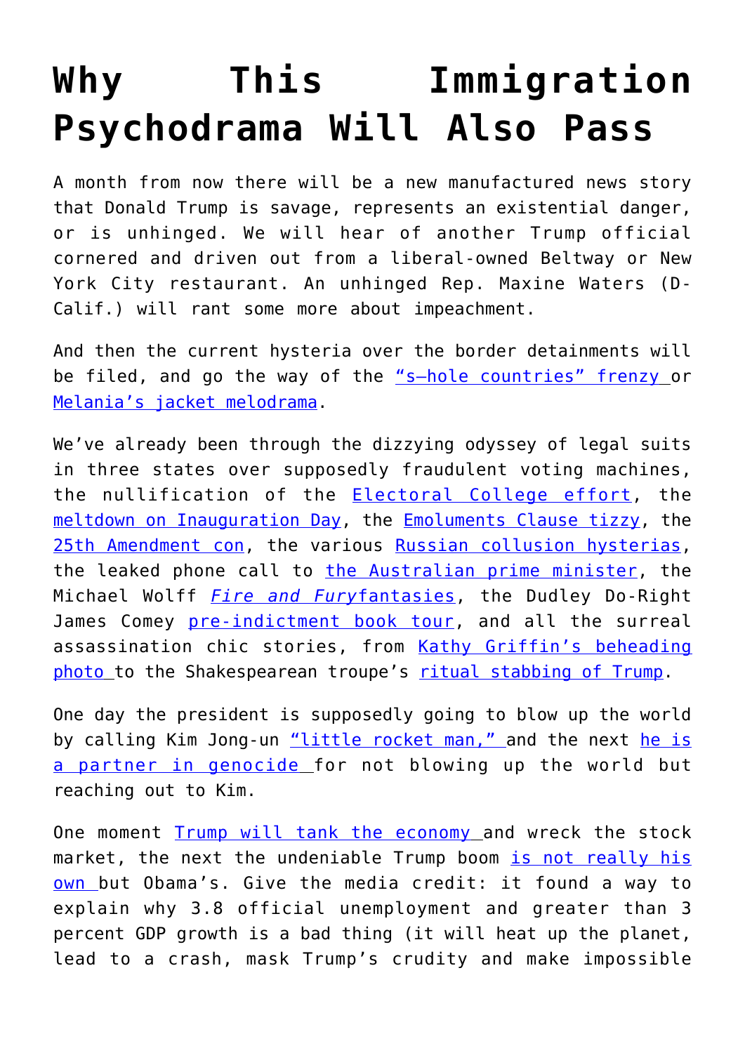# Why This Immigration Psychodrama Will Also Pass

A month from now there will be a new manufactured news story that Donald Trump is savage, represents an existential danger, or is unhinged. We will hear of another Trump official cornered and driven out from a liberal-owned Beltway or New York City restaurant. An unhinged Rep. Maxine Waters (D-Calif.) will rant some more about impeachment.

And then the current hysteria over the border detainments will be filed, and go the way of the "s—hole countries" frenzy or Melania's jacket melodrama.

We've already been through the dizzying odyssey of legal suits in three states over supposedly fraudulent voting machines, the nullification of the Electoral College effort, the meltdown on Inauguration Day, the Emoluments Clause tizzy, the 25th Amendment con, the various Russian collusion hysterias, the leaked phone call to the Australian prime minister, the Michael Wolff *Fire and Fury*fantasies, the Dudley Do-Right James Comey pre-indictment book tour, and all the surreal assassination chic stories, from Kathy Griffin's beheading photo to the Shakespearean troupe's ritual stabbing of Trump.

One day the president is supposedly going to blow up the world by calling Kim Jong-un "little rocket man," and the next he is a partner in genocide for not blowing up the world but reaching out to Kim.

One moment Trump will tank the economy and wreck the stock market, the next the undeniable Trump boom is not really his own but Obama's. Give the media credit: it found a way to explain why 3.8 official unemployment and greater than 3 percent GDP growth is a bad thing (it will heat up the planet, lead to a crash, mask Trump's crudity and make impossible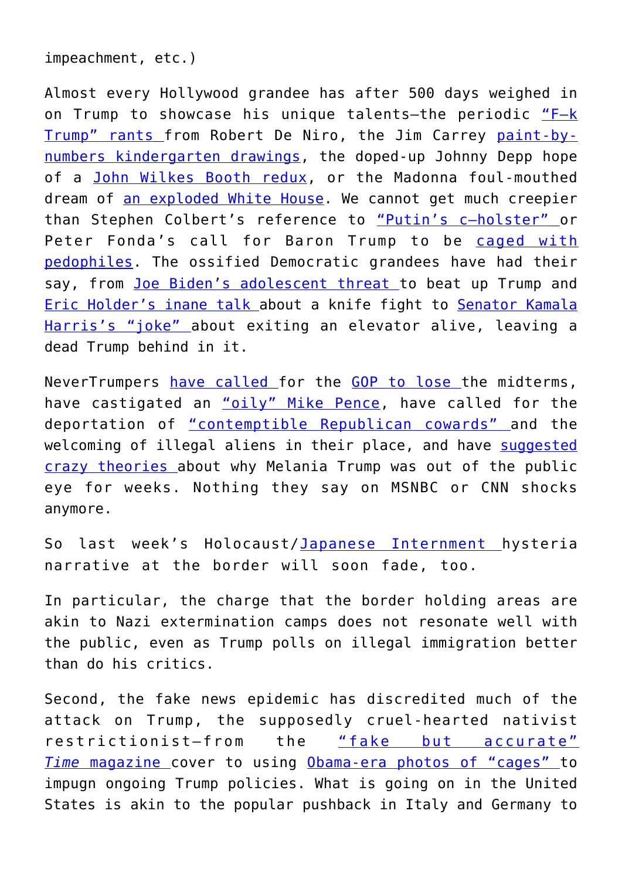impeachment, etc.)

Almost every Hollywood grandee has after 500 days weighed in on Trump to showcase his unique talents—the periodic "F—k Trump" rants from Robert De Niro, the Jim Carrey paint-by-numbers kindergarten drawings, the doped-up Johnny Depp hope of a John Wilkes Booth redux, or the Madonna foul-mouthed dream of an exploded White House. We cannot get much creepier than Stephen Colbert's reference to "Putin's c—holster" or Peter Fonda's call for Baron Trump to be caged with pedophiles. The ossified Democratic grandees have had their say, from Joe Biden's adolescent threat to beat up Trump and Eric Holder's inane talk about a knife fight to Senator Kamala Harris's "joke" about exiting an elevator alive, leaving a dead Trump behind in it.

NeverTrumpers have called for the GOP to lose the midterms, have castigated an "oily" Mike Pence, have called for the deportation of "contemptible Republican cowards" and the welcoming of illegal aliens in their place, and have suggested crazy theories about why Melania Trump was out of the public eye for weeks. Nothing they say on MSNBC or CNN shocks anymore.

So last week's Holocaust/Japanese Internment hysteria narrative at the border will soon fade, too.

In particular, the charge that the border holding areas are akin to Nazi extermination camps does not resonate well with the public, even as Trump polls on illegal immigration better than do his critics.

Second, the fake news epidemic has discredited much of the attack on Trump, the supposedly cruel-hearted nativist restrictionist—from the "fake but accurate" *Time* magazine cover to using Obama-era photos of "cages" to impugn ongoing Trump policies. What is going on in the United States is akin to the popular pushback in Italy and Germany to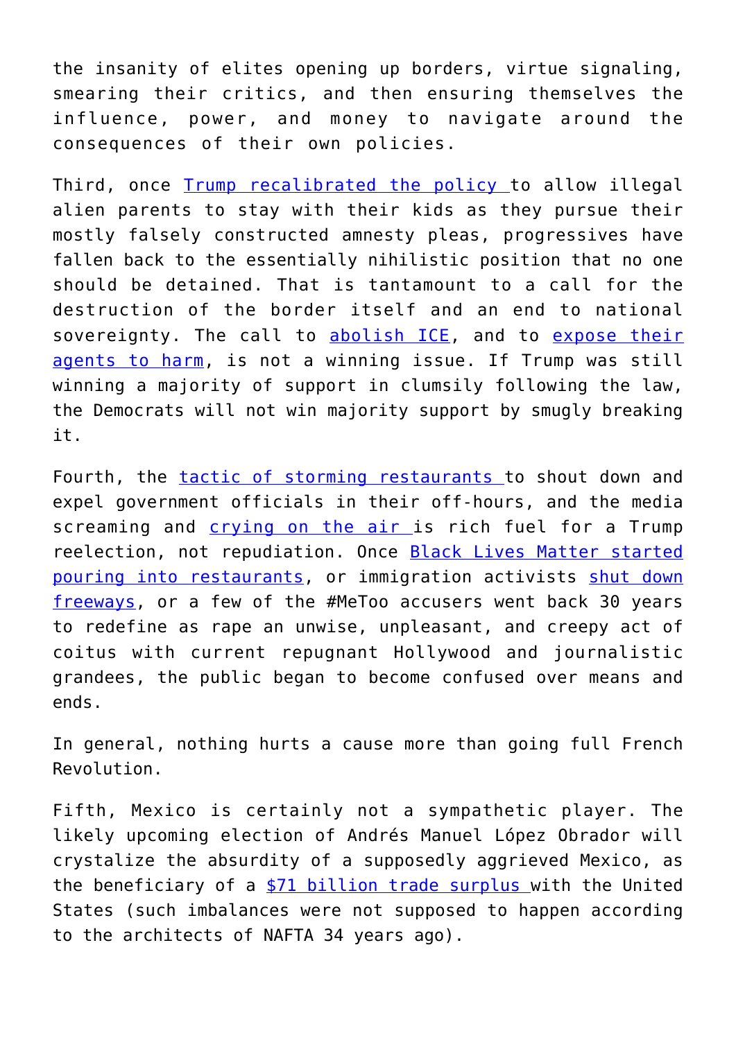the insanity of elites opening up borders, virtue signaling, smearing their critics, and then ensuring themselves the influence, power, and money to navigate around the consequences of their own policies.

Third, once Trump recalibrated the policy to allow illegal alien parents to stay with their kids as they pursue their mostly falsely constructed amnesty pleas, progressives have fallen back to the essentially nihilistic position that no one should be detained. That is tantamount to a call for the destruction of the border itself and an end to national sovereignty. The call to abolish ICE, and to expose their agents to harm, is not a winning issue. If Trump was still winning a majority of support in clumsily following the law, the Democrats will not win majority support by smugly breaking it.

Fourth, the tactic of storming restaurants to shout down and expel government officials in their off-hours, and the media screaming and crying on the air is rich fuel for a Trump reelection, not repudiation. Once Black Lives Matter started pouring into restaurants, or immigration activists shut down freeways, or a few of the #MeToo accusers went back 30 years to redefine as rape an unwise, unpleasant, and creepy act of coitus with current repugnant Hollywood and journalistic grandees, the public began to become confused over means and ends.

In general, nothing hurts a cause more than going full French Revolution.

Fifth, Mexico is certainly not a sympathetic player. The likely upcoming election of Andrés Manuel López Obrador will crystalize the absurdity of a supposedly aggrieved Mexico, as the beneficiary of a $71 billion trade surplus with the United States (such imbalances were not supposed to happen according to the architects of NAFTA 34 years ago).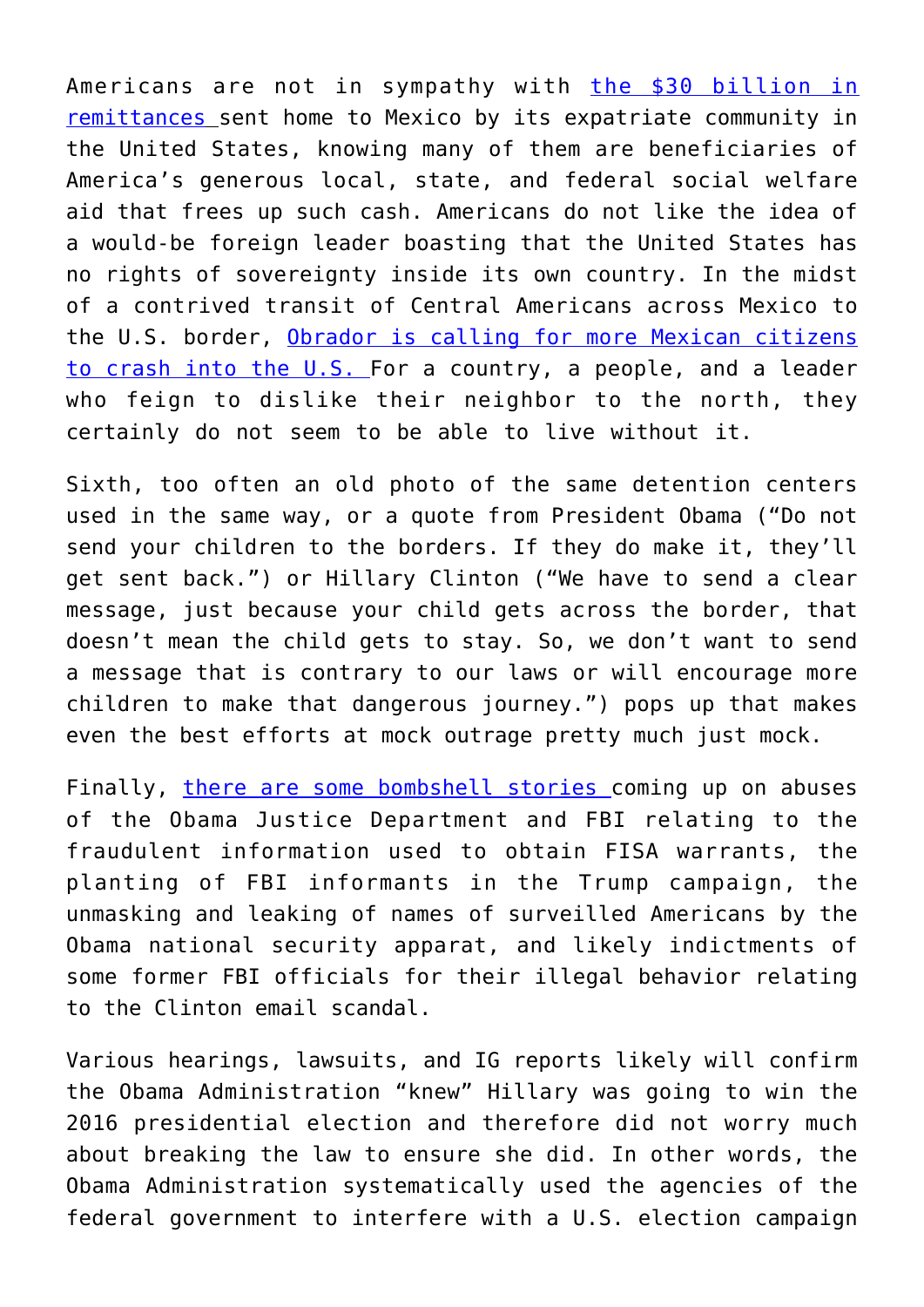Americans are not in sympathy with the $30 billion in remittances sent home to Mexico by its expatriate community in the United States, knowing many of them are beneficiaries of America's generous local, state, and federal social welfare aid that frees up such cash. Americans do not like the idea of a would-be foreign leader boasting that the United States has no rights of sovereignty inside its own country. In the midst of a contrived transit of Central Americans across Mexico to the U.S. border, Obrador is calling for more Mexican citizens to crash into the U.S. For a country, a people, and a leader who feign to dislike their neighbor to the north, they certainly do not seem to be able to live without it.

Sixth, too often an old photo of the same detention centers used in the same way, or a quote from President Obama ("Do not send your children to the borders. If they do make it, they'll get sent back.") or Hillary Clinton ("We have to send a clear message, just because your child gets across the border, that doesn't mean the child gets to stay. So, we don't want to send a message that is contrary to our laws or will encourage more children to make that dangerous journey.") pops up that makes even the best efforts at mock outrage pretty much just mock.

Finally, there are some bombshell stories coming up on abuses of the Obama Justice Department and FBI relating to the fraudulent information used to obtain FISA warrants, the planting of FBI informants in the Trump campaign, the unmasking and leaking of names of surveilled Americans by the Obama national security apparat, and likely indictments of some former FBI officials for their illegal behavior relating to the Clinton email scandal.

Various hearings, lawsuits, and IG reports likely will confirm the Obama Administration "knew" Hillary was going to win the 2016 presidential election and therefore did not worry much about breaking the law to ensure she did. In other words, the Obama Administration systematically used the agencies of the federal government to interfere with a U.S. election campaign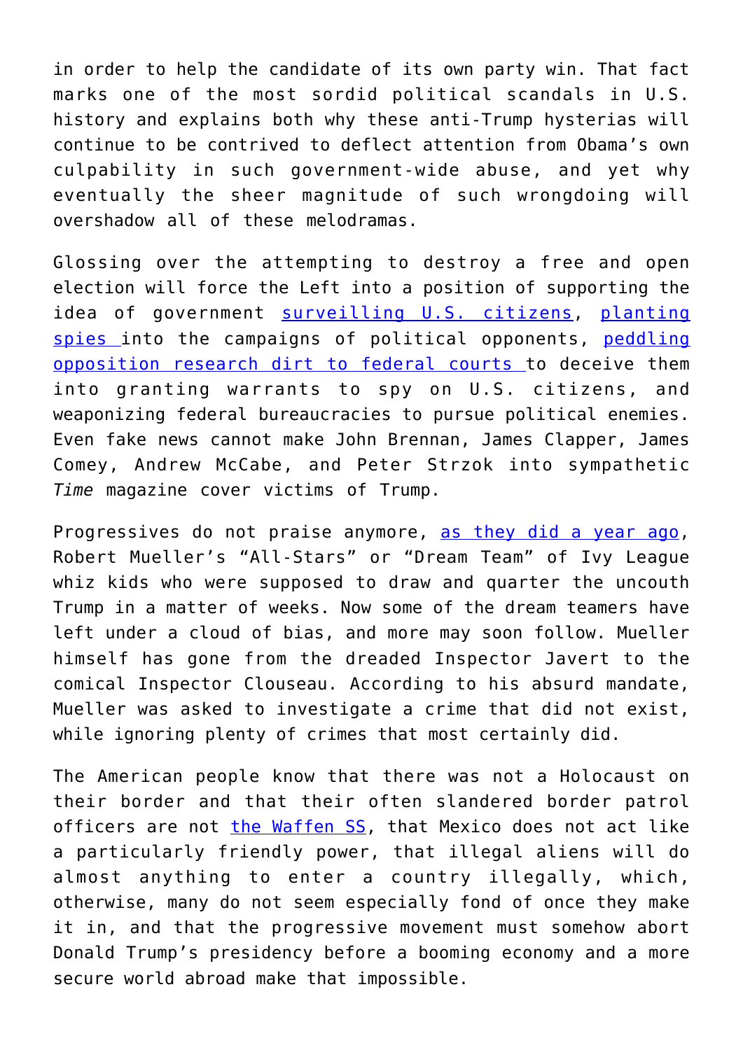in order to help the candidate of its own party win. That fact marks one of the most sordid political scandals in U.S. history and explains both why these anti-Trump hysterias will continue to be contrived to deflect attention from Obama's own culpability in such government-wide abuse, and yet why eventually the sheer magnitude of such wrongdoing will overshadow all of these melodramas.

Glossing over the attempting to destroy a free and open election will force the Left into a position of supporting the idea of government surveilling U.S. citizens, planting spies into the campaigns of political opponents, peddling opposition research dirt to federal courts to deceive them into granting warrants to spy on U.S. citizens, and weaponizing federal bureaucracies to pursue political enemies. Even fake news cannot make John Brennan, James Clapper, James Comey, Andrew McCabe, and Peter Strzok into sympathetic *Time* magazine cover victims of Trump.

Progressives do not praise anymore, as they did a year ago, Robert Mueller's "All-Stars" or "Dream Team" of Ivy League whiz kids who were supposed to draw and quarter the uncouth Trump in a matter of weeks. Now some of the dream teamers have left under a cloud of bias, and more may soon follow. Mueller himself has gone from the dreaded Inspector Javert to the comical Inspector Clouseau. According to his absurd mandate, Mueller was asked to investigate a crime that did not exist, while ignoring plenty of crimes that most certainly did.

The American people know that there was not a Holocaust on their border and that their often slandered border patrol officers are not the Waffen SS, that Mexico does not act like a particularly friendly power, that illegal aliens will do almost anything to enter a country illegally, which, otherwise, many do not seem especially fond of once they make it in, and that the progressive movement must somehow abort Donald Trump's presidency before a booming economy and a more secure world abroad make that impossible.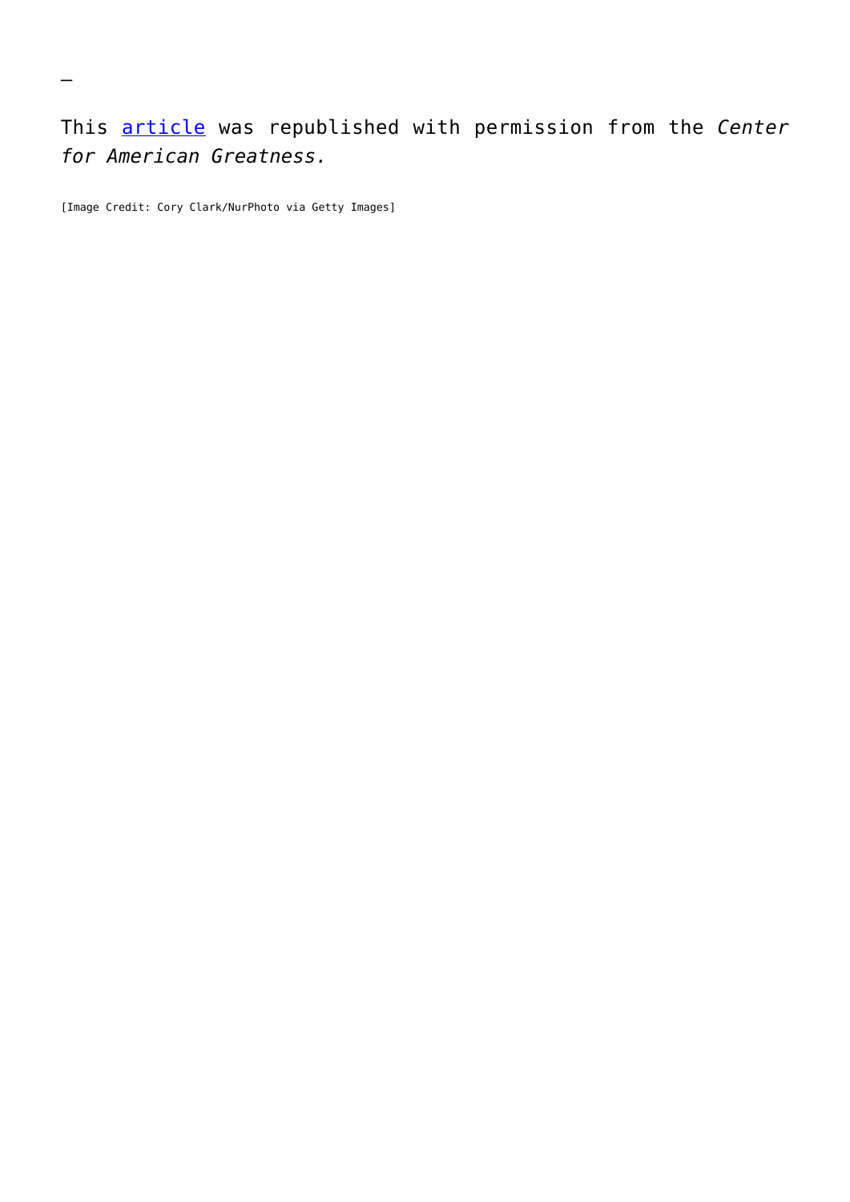—

This [article](article) was republished with permission from the *Center for American Greatness.*

[Image Credit: Cory Clark/NurPhoto via Getty Images]